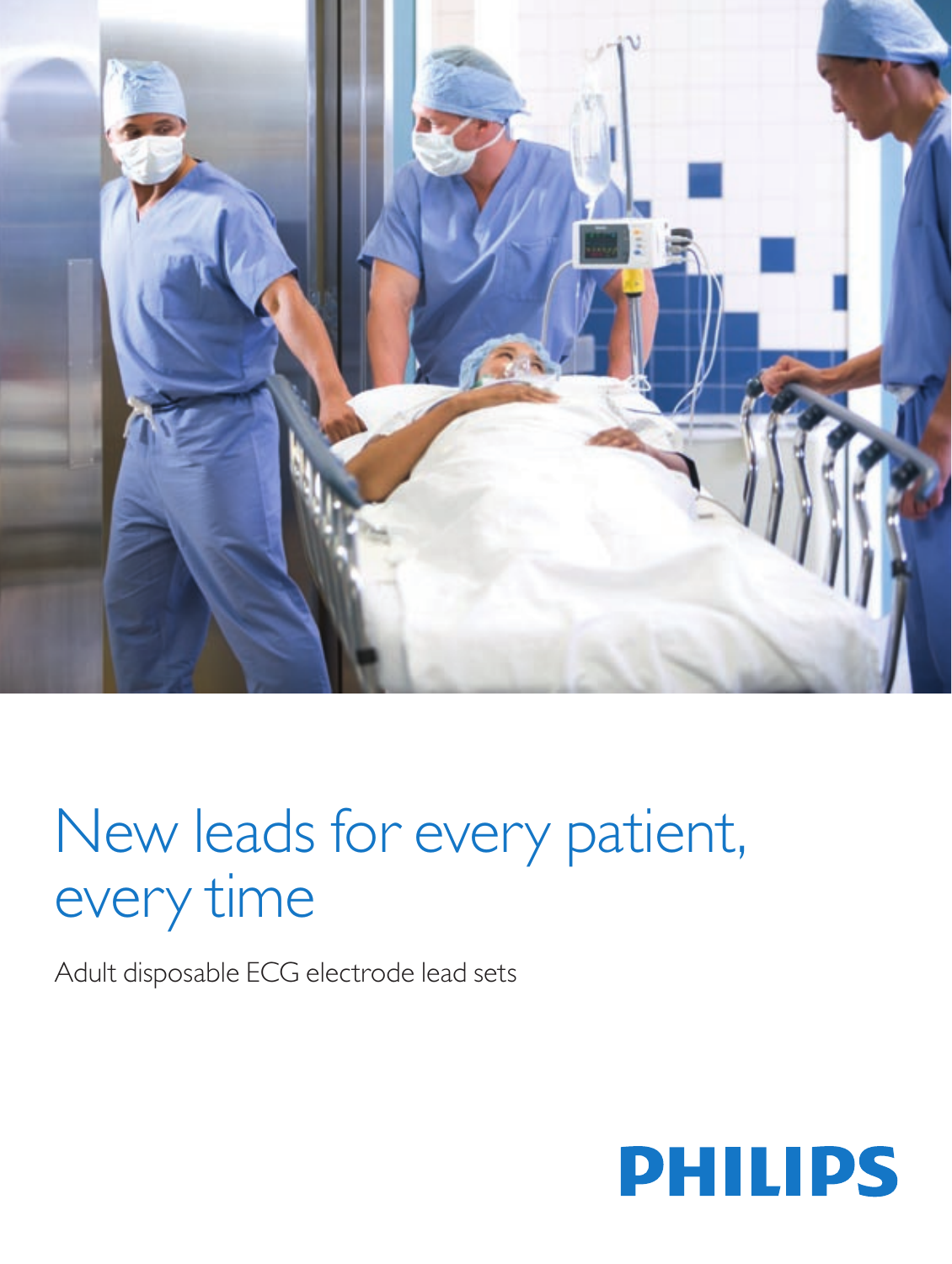# New leads for every patient, every time

Adult disposable ECG electrode lead sets

PHILIPS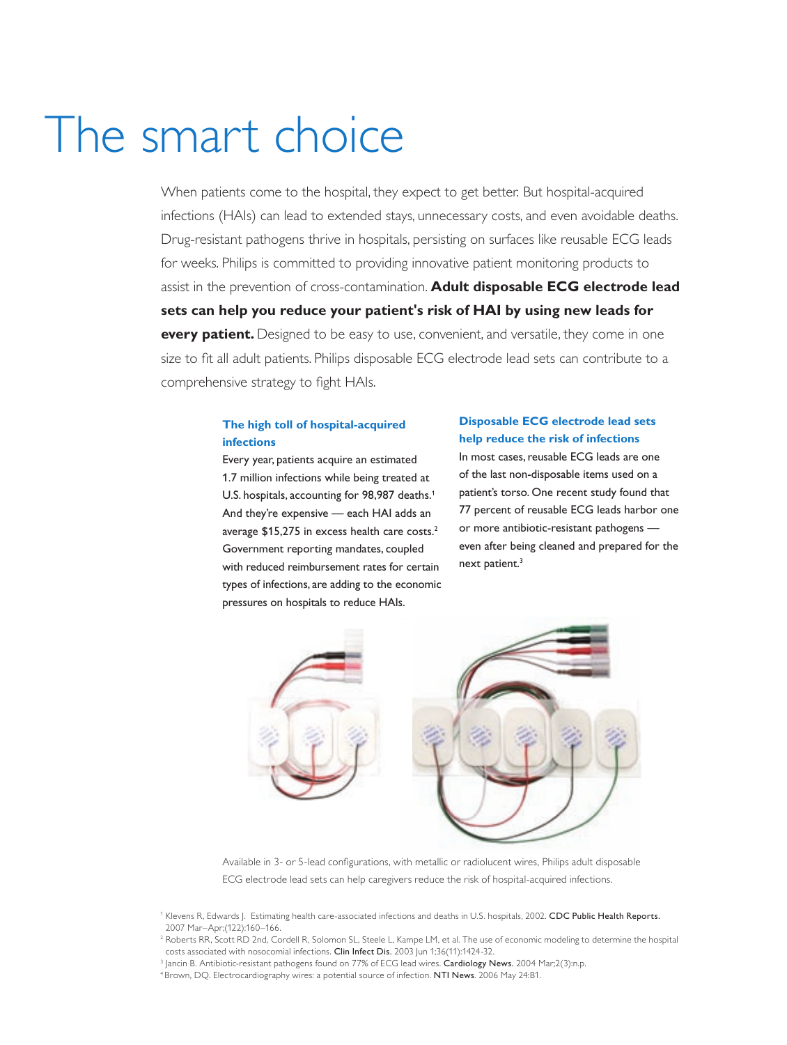# The smart choice

When patients come to the hospital, they expect to get better. But hospital-acquired infections (HAIs) can lead to extended stays, unnecessary costs, and even avoidable deaths. Drug-resistant pathogens thrive in hospitals, persisting on surfaces like reusable ECG leads for weeks. Philips is committed to providing innovative patient monitoring products to assist in the prevention of cross-contamination. **Adult disposable ECG electrode lead sets can help you reduce your patient's risk of HAI by using new leads for every patient.** Designed to be easy to use, convenient, and versatile, they come in one size to fit all adult patients. Philips disposable ECG electrode lead sets can contribute to a comprehensive strategy to fight HAIs.

### The high toll of hospital-acquired infections

Every year, patients acquire an estimated 1.7 million infections while being treated at U.S. hospitals, accounting for 98,987 deaths.[1] And they're expensive — each HAI adds an average $15,275 in excess health care costs.[2] Government reporting mandates, coupled with reduced reimbursement rates for certain types of infections, are adding to the economic pressures on hospitals to reduce HAIs.

### Disposable ECG electrode lead sets help reduce the risk of infections

In most cases, reusable ECG leads are one of the last non-disposable items used on a patient's torso. One recent study found that 77 percent of reusable ECG leads harbor one or more antibiotic-resistant pathogens — even after being cleaned and prepared for the next patient.[3]

Available in 3- or 5-lead configurations, with metallic or radiolucent wires, Philips adult disposable ECG electrode lead sets can help caregivers reduce the risk of hospital-acquired infections.

[1] Klevens R, Edwards J. Estimating health care-associated infections and deaths in U.S. hospitals, 2002. CDC Public Health Reports. 2007 Mar–Apr;(122):160–166.

[2] Roberts RR, Scott RD 2nd, Cordell R, Solomon SL, Steele L, Kampe LM, et al. The use of economic modeling to determine the hospital costs associated with nosocomial infections. Clin Infect Dis. 2003 Jun 1;36(11):1424-32.

[3] Jancin B. Antibiotic-resistant pathogens found on 77% of ECG lead wires. Cardiology News. 2004 Mar;2(3):n.p.

[4] Brown, DQ. Electrocardiography wires: a potential source of infection. NTI News. 2006 May 24:B1.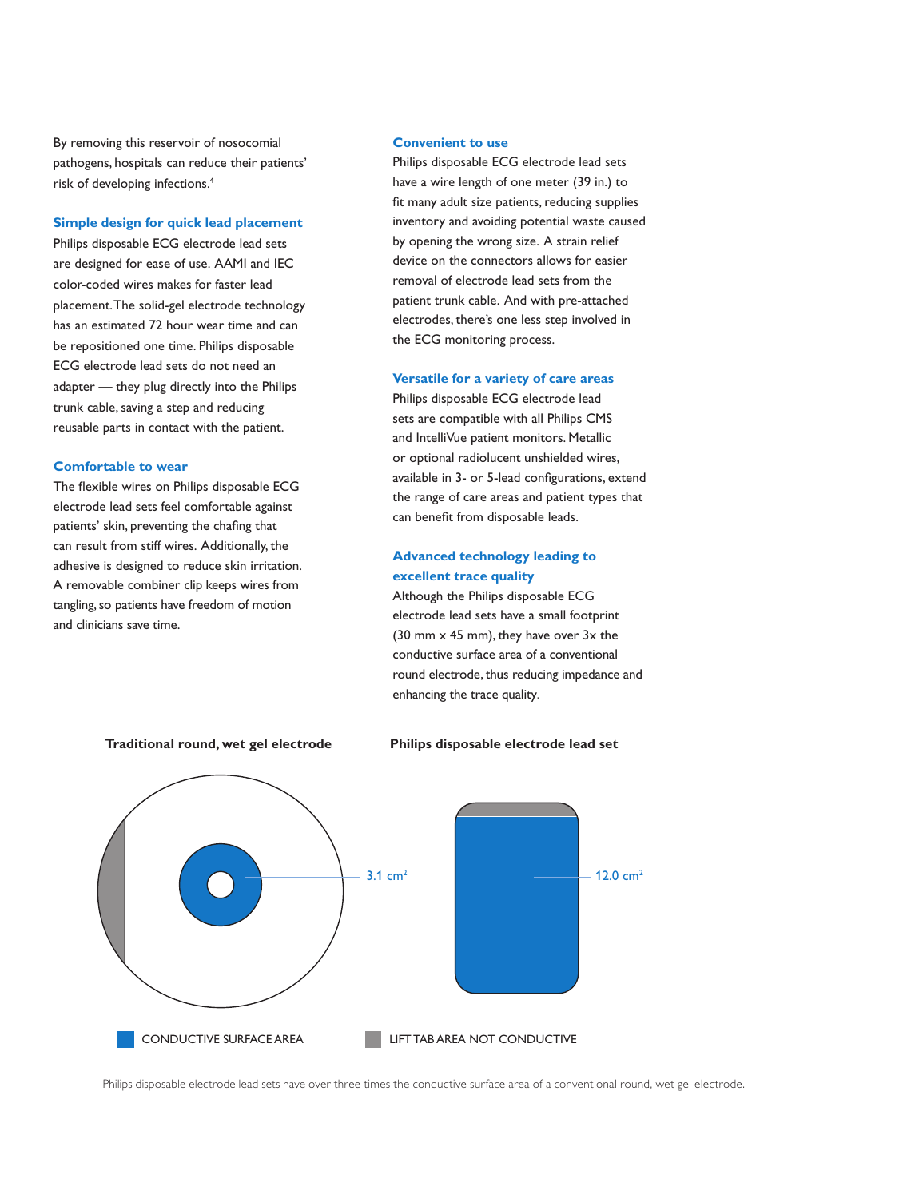By removing this reservoir of nosocomial pathogens, hospitals can reduce their patients' risk of developing infections.[4]

### Simple design for quick lead placement

Philips disposable ECG electrode lead sets are designed for ease of use. AAMI and IEC color-coded wires makes for faster lead placement. The solid-gel electrode technology has an estimated 72 hour wear time and can be repositioned one time. Philips disposable ECG electrode lead sets do not need an adapter — they plug directly into the Philips trunk cable, saving a step and reducing reusable parts in contact with the patient.

### Comfortable to wear

The flexible wires on Philips disposable ECG electrode lead sets feel comfortable against patients' skin, preventing the chafing that can result from stiff wires. Additionally, the adhesive is designed to reduce skin irritation. A removable combiner clip keeps wires from tangling, so patients have freedom of motion and clinicians save time.

### Convenient to use

Philips disposable ECG electrode lead sets have a wire length of one meter (39 in.) to fit many adult size patients, reducing supplies inventory and avoiding potential waste caused by opening the wrong size. A strain relief device on the connectors allows for easier removal of electrode lead sets from the patient trunk cable. And with pre-attached electrodes, there's one less step involved in the ECG monitoring process.

### Versatile for a variety of care areas

Philips disposable ECG electrode lead sets are compatible with all Philips CMS and IntelliVue patient monitors. Metallic or optional radiolucent unshielded wires, available in 3- or 5-lead configurations, extend the range of care areas and patient types that can benefit from disposable leads.

### Advanced technology leading to excellent trace quality

Although the Philips disposable ECG electrode lead sets have a small footprint (30 mm x 45 mm), they have over 3x the conductive surface area of a conventional round electrode, thus reducing impedance and enhancing the trace quality.

**Traditional round, wet gel electrode** — 3.1 $cm^2$

**Philips disposable electrode lead set** — 12.0 $cm^2$

CONDUCTIVE SURFACE AREA | LIFT TAB AREA NOT CONDUCTIVE

Philips disposable electrode lead sets have over three times the conductive surface area of a conventional round, wet gel electrode.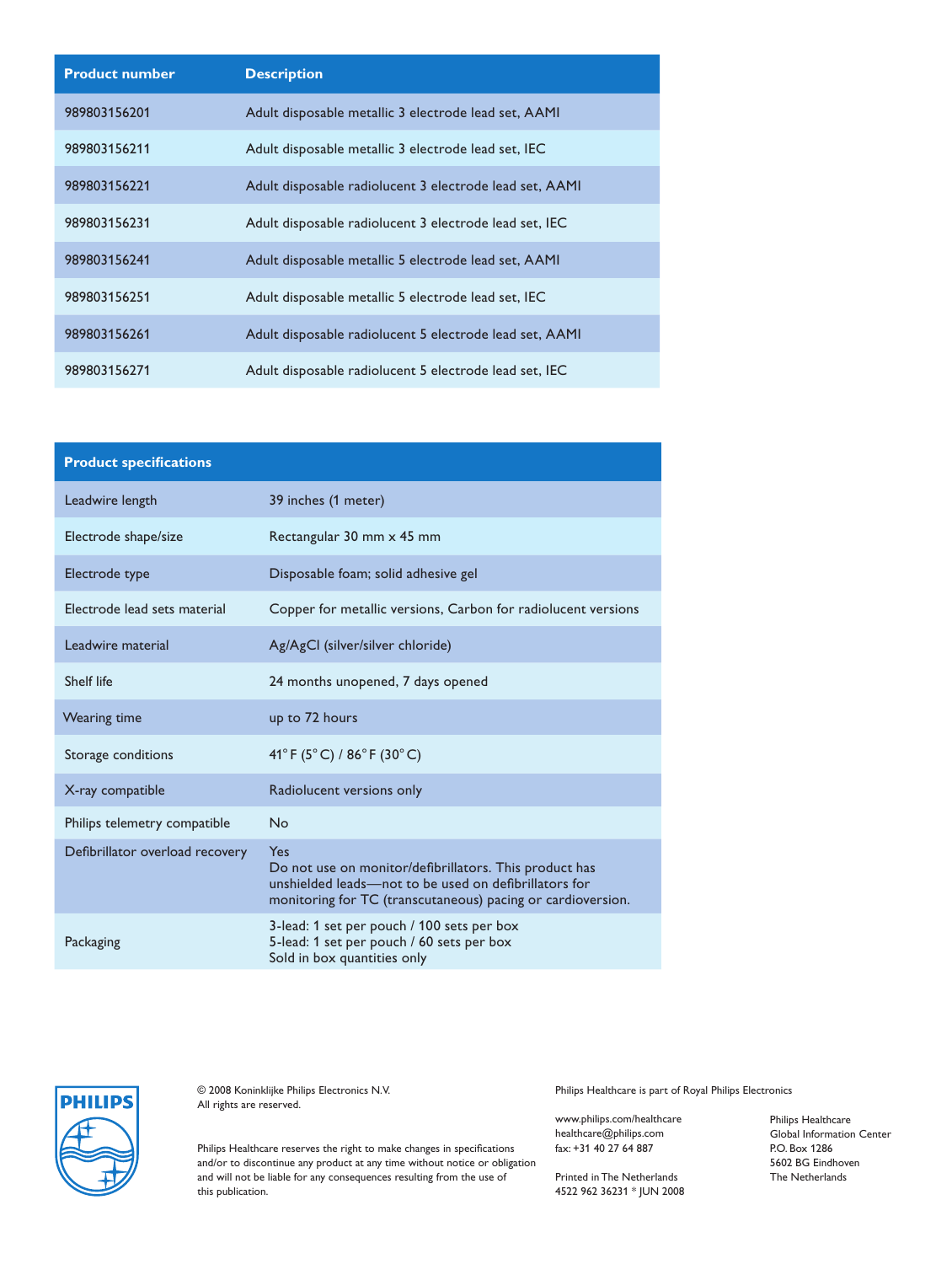| Product number | Description |
|---|---|
| 989803156201 | Adult disposable metallic 3 electrode lead set, AAMI |
| 989803156211 | Adult disposable metallic 3 electrode lead set, IEC |
| 989803156221 | Adult disposable radiolucent 3 electrode lead set, AAMI |
| 989803156231 | Adult disposable radiolucent 3 electrode lead set, IEC |
| 989803156241 | Adult disposable metallic 5 electrode lead set, AAMI |
| 989803156251 | Adult disposable metallic 5 electrode lead set, IEC |
| 989803156261 | Adult disposable radiolucent 5 electrode lead set, AAMI |
| 989803156271 | Adult disposable radiolucent 5 electrode lead set, IEC |

| Product specifications | |
|---|---|
| Leadwire length | 39 inches (1 meter) |
| Electrode shape/size | Rectangular 30 mm x 45 mm |
| Electrode type | Disposable foam; solid adhesive gel |
| Electrode lead sets material | Copper for metallic versions, Carbon for radiolucent versions |
| Leadwire material | Ag/AgCl (silver/silver chloride) |
| Shelf life | 24 months unopened, 7 days opened |
| Wearing time | up to 72 hours |
| Storage conditions | 41° F (5° C) / 86° F (30° C) |
| X-ray compatible | Radiolucent versions only |
| Philips telemetry compatible | No |
| Defibrillator overload recovery | Yes<br>Do not use on monitor/defibrillators. This product has unshielded leads—not to be used on defibrillators for monitoring for TC (transcutaneous) pacing or cardioversion. |
| Packaging | 3-lead: 1 set per pouch / 100 sets per box<br>5-lead: 1 set per pouch / 60 sets per box<br>Sold in box quantities only |

PHILIPS

© 2008 Koninklijke Philips Electronics N.V.
All rights are reserved.

Philips Healthcare reserves the right to make changes in specifications and/or to discontinue any product at any time without notice or obligation and will not be liable for any consequences resulting from the use of this publication.

Philips Healthcare is part of Royal Philips Electronics

www.philips.com/healthcare
healthcare@philips.com
fax: +31 40 27 64 887

Printed in The Netherlands
4522 962 36231 * JUN 2008

Philips Healthcare
Global Information Center
P.O. Box 1286
5602 BG Eindhoven
The Netherlands